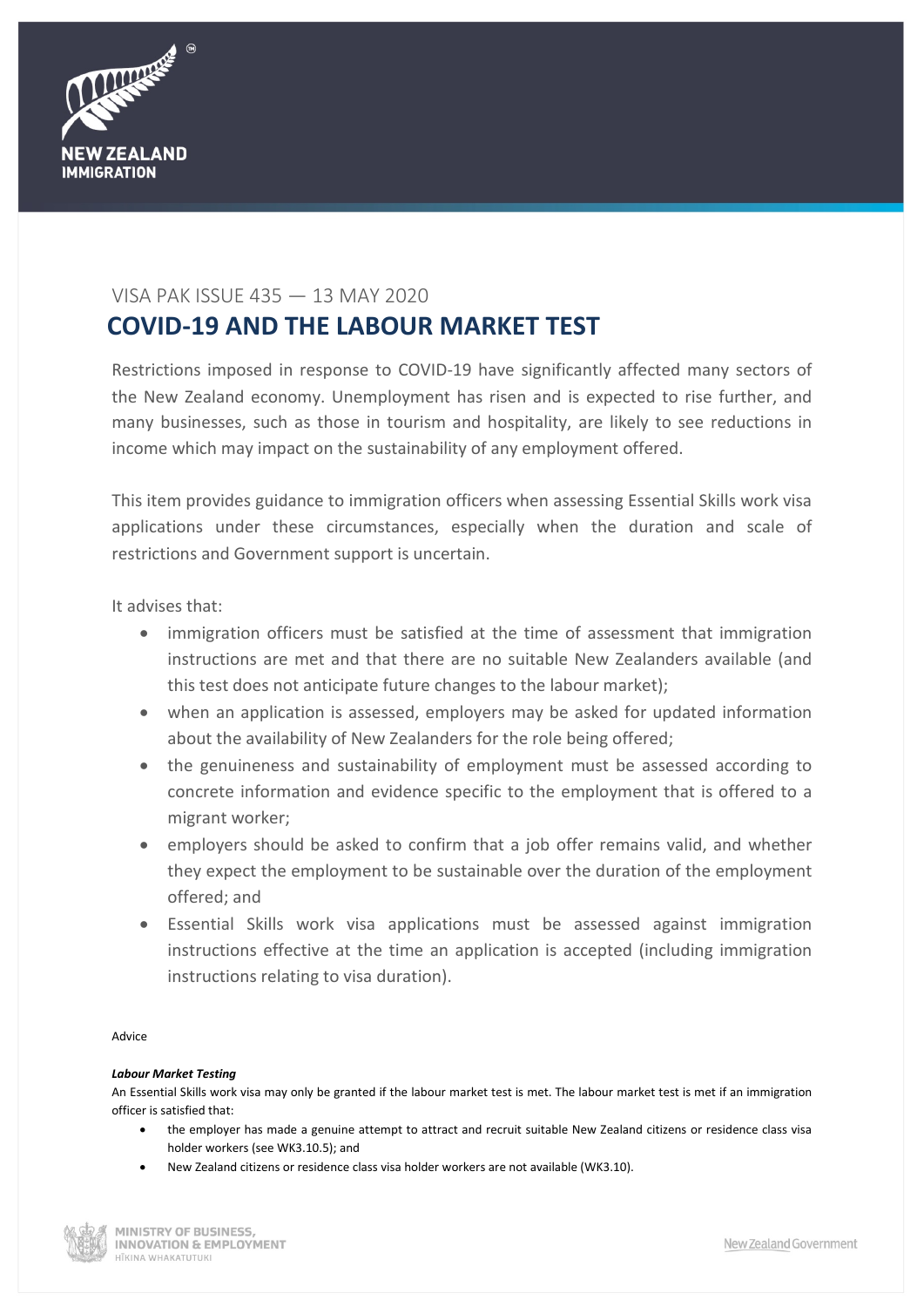VISA PAK ISSUE 435 — 13 MAY 2020

# COVID-19 AND THE LABOUR MARKET TEST

Restrictions imposed in response to COVID-19 have significantly affected many sectors of the New Zealand economy. Unemployment has risen and is expected to rise further, and many businesses, such as those in tourism and hospitality, are likely to see reductions in income which may impact on the sustainability of any employment offered.

This item provides guidance to immigration officers when assessing Essential Skills work visa applications under these circumstances, especially when the duration and scale of restrictions and Government support is uncertain.

It advises that:

- immigration officers must be satisfied at the time of assessment that immigration instructions are met and that there are no suitable New Zealanders available (and this test does not anticipate future changes to the labour market);
- when an application is assessed, employers may be asked for updated information about the availability of New Zealanders for the role being offered;
- the genuineness and sustainability of employment must be assessed according to concrete information and evidence specific to the employment that is offered to a migrant worker;
- employers should be asked to confirm that a job offer remains valid, and whether they expect the employment to be sustainable over the duration of the employment offered; and
- Essential Skills work visa applications must be assessed against immigration instructions effective at the time an application is accepted (including immigration instructions relating to visa duration).

Advice

***Labour Market Testing***

An Essential Skills work visa may only be granted if the labour market test is met. The labour market test is met if an immigration officer is satisfied that:

- the employer has made a genuine attempt to attract and recruit suitable New Zealand citizens or residence class visa holder workers (see WK3.10.5); and
- New Zealand citizens or residence class visa holder workers are not available (WK3.10).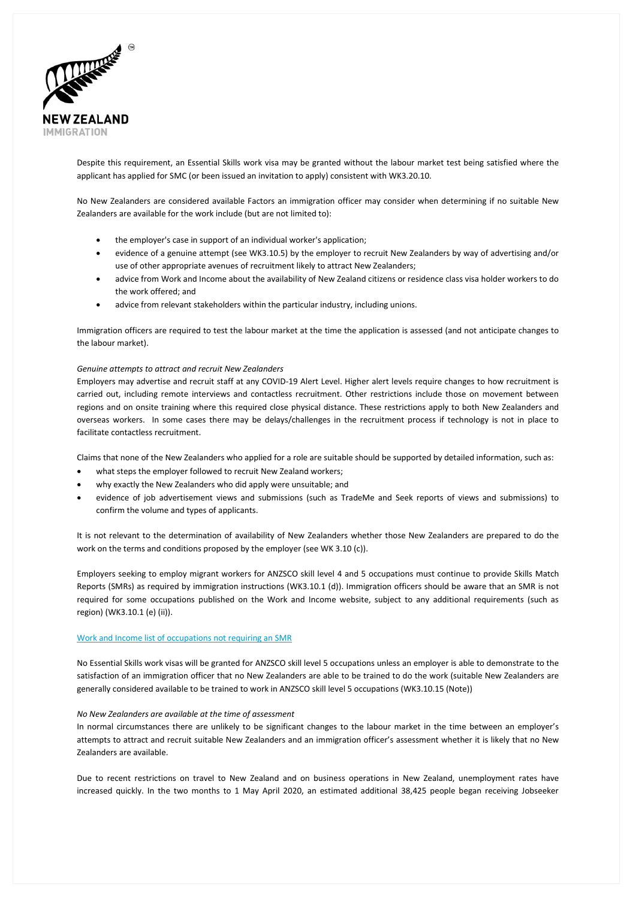Despite this requirement, an Essential Skills work visa may be granted without the labour market test being satisfied where the applicant has applied for SMC (or been issued an invitation to apply) consistent with WK3.20.10.

No New Zealanders are considered available Factors an immigration officer may consider when determining if no suitable New Zealanders are available for the work include (but are not limited to):

- the employer's case in support of an individual worker's application;
- evidence of a genuine attempt (see WK3.10.5) by the employer to recruit New Zealanders by way of advertising and/or use of other appropriate avenues of recruitment likely to attract New Zealanders;
- advice from Work and Income about the availability of New Zealand citizens or residence class visa holder workers to do the work offered; and
- advice from relevant stakeholders within the particular industry, including unions.

Immigration officers are required to test the labour market at the time the application is assessed (and not anticipate changes to the labour market).

*Genuine attempts to attract and recruit New Zealanders*
Employers may advertise and recruit staff at any COVID-19 Alert Level. Higher alert levels require changes to how recruitment is carried out, including remote interviews and contactless recruitment. Other restrictions include those on movement between regions and on onsite training where this required close physical distance. These restrictions apply to both New Zealanders and overseas workers. In some cases there may be delays/challenges in the recruitment process if technology is not in place to facilitate contactless recruitment.

Claims that none of the New Zealanders who applied for a role are suitable should be supported by detailed information, such as:

- what steps the employer followed to recruit New Zealand workers;
- why exactly the New Zealanders who did apply were unsuitable; and
- evidence of job advertisement views and submissions (such as TradeMe and Seek reports of views and submissions) to confirm the volume and types of applicants.

It is not relevant to the determination of availability of New Zealanders whether those New Zealanders are prepared to do the work on the terms and conditions proposed by the employer (see WK 3.10 (c)).

Employers seeking to employ migrant workers for ANZSCO skill level 4 and 5 occupations must continue to provide Skills Match Reports (SMRs) as required by immigration instructions (WK3.10.1 (d)). Immigration officers should be aware that an SMR is not required for some occupations published on the Work and Income website, subject to any additional requirements (such as region) (WK3.10.1 (e) (ii)).

Work and Income list of occupations not requiring an SMR

No Essential Skills work visas will be granted for ANZSCO skill level 5 occupations unless an employer is able to demonstrate to the satisfaction of an immigration officer that no New Zealanders are able to be trained to do the work (suitable New Zealanders are generally considered available to be trained to work in ANZSCO skill level 5 occupations (WK3.10.15 (Note))

*No New Zealanders are available at the time of assessment*
In normal circumstances there are unlikely to be significant changes to the labour market in the time between an employer's attempts to attract and recruit suitable New Zealanders and an immigration officer's assessment whether it is likely that no New Zealanders are available.

Due to recent restrictions on travel to New Zealand and on business operations in New Zealand, unemployment rates have increased quickly. In the two months to 1 May April 2020, an estimated additional 38,425 people began receiving Jobseeker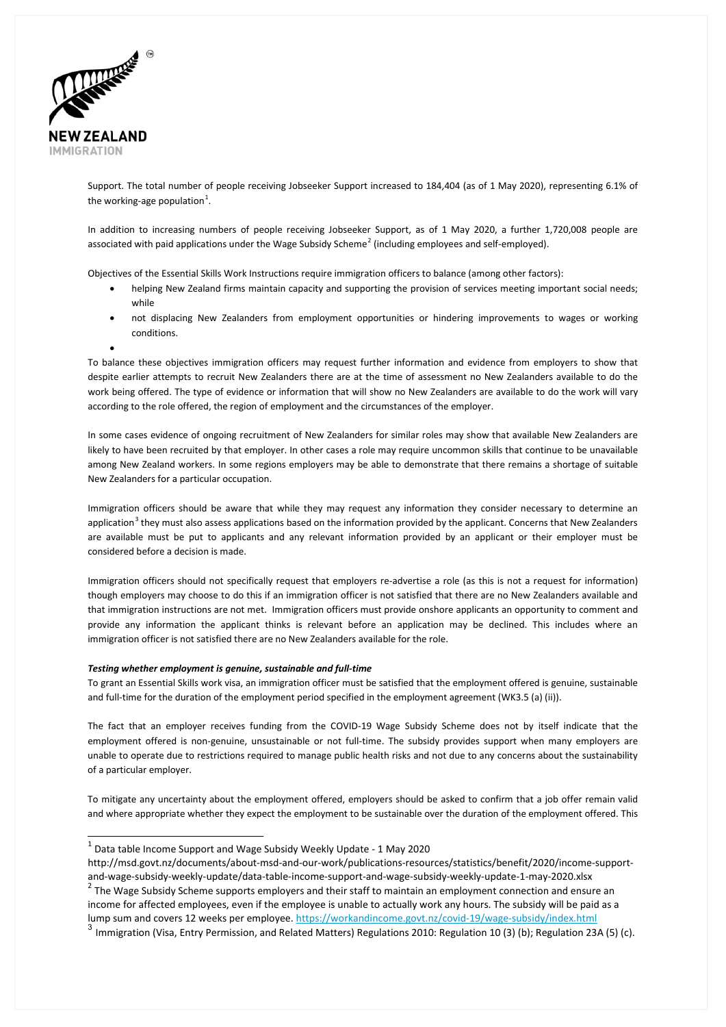Support. The total number of people receiving Jobseeker Support increased to 184,404 (as of 1 May 2020), representing 6.1% of the working-age population[1].

In addition to increasing numbers of people receiving Jobseeker Support, as of 1 May 2020, a further 1,720,008 people are associated with paid applications under the Wage Subsidy Scheme[2] (including employees and self-employed).

Objectives of the Essential Skills Work Instructions require immigration officers to balance (among other factors):

- helping New Zealand firms maintain capacity and supporting the provision of services meeting important social needs; while
- not displacing New Zealanders from employment opportunities or hindering improvements to wages or working conditions.

To balance these objectives immigration officers may request further information and evidence from employers to show that despite earlier attempts to recruit New Zealanders there are at the time of assessment no New Zealanders available to do the work being offered. The type of evidence or information that will show no New Zealanders are available to do the work will vary according to the role offered, the region of employment and the circumstances of the employer.

In some cases evidence of ongoing recruitment of New Zealanders for similar roles may show that available New Zealanders are likely to have been recruited by that employer. In other cases a role may require uncommon skills that continue to be unavailable among New Zealand workers. In some regions employers may be able to demonstrate that there remains a shortage of suitable New Zealanders for a particular occupation.

Immigration officers should be aware that while they may request any information they consider necessary to determine an application[3] they must also assess applications based on the information provided by the applicant. Concerns that New Zealanders are available must be put to applicants and any relevant information provided by an applicant or their employer must be considered before a decision is made.

Immigration officers should not specifically request that employers re-advertise a role (as this is not a request for information) though employers may choose to do this if an immigration officer is not satisfied that there are no New Zealanders available and that immigration instructions are not met. Immigration officers must provide onshore applicants an opportunity to comment and provide any information the applicant thinks is relevant before an application may be declined. This includes where an immigration officer is not satisfied there are no New Zealanders available for the role.

***Testing whether employment is genuine, sustainable and full-time***

To grant an Essential Skills work visa, an immigration officer must be satisfied that the employment offered is genuine, sustainable and full-time for the duration of the employment period specified in the employment agreement (WK3.5 (a) (ii)).

The fact that an employer receives funding from the COVID-19 Wage Subsidy Scheme does not by itself indicate that the employment offered is non-genuine, unsustainable or not full-time. The subsidy provides support when many employers are unable to operate due to restrictions required to manage public health risks and not due to any concerns about the sustainability of a particular employer.

To mitigate any uncertainty about the employment offered, employers should be asked to confirm that a job offer remain valid and where appropriate whether they expect the employment to be sustainable over the duration of the employment offered. This

---

[1] Data table Income Support and Wage Subsidy Weekly Update - 1 May 2020 http://msd.govt.nz/documents/about-msd-and-our-work/publications-resources/statistics/benefit/2020/income-support-and-wage-subsidy-weekly-update/data-table-income-support-and-wage-subsidy-weekly-update-1-may-2020.xlsx

[2] The Wage Subsidy Scheme supports employers and their staff to maintain an employment connection and ensure an income for affected employees, even if the employee is unable to actually work any hours. The subsidy will be paid as a lump sum and covers 12 weeks per employee. https://workandincome.govt.nz/covid-19/wage-subsidy/index.html

[3] Immigration (Visa, Entry Permission, and Related Matters) Regulations 2010: Regulation 10 (3) (b); Regulation 23A (5) (c).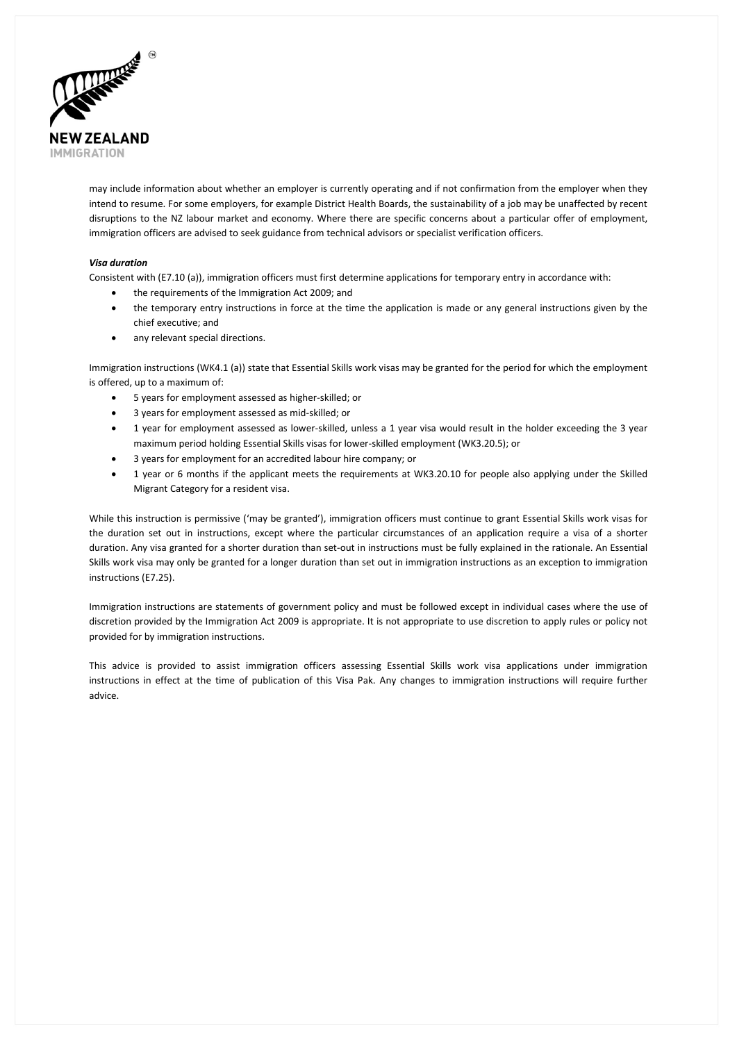may include information about whether an employer is currently operating and if not confirmation from the employer when they intend to resume. For some employers, for example District Health Boards, the sustainability of a job may be unaffected by recent disruptions to the NZ labour market and economy. Where there are specific concerns about a particular offer of employment, immigration officers are advised to seek guidance from technical advisors or specialist verification officers.

***Visa duration***

Consistent with (E7.10 (a)), immigration officers must first determine applications for temporary entry in accordance with:

- the requirements of the Immigration Act 2009; and
- the temporary entry instructions in force at the time the application is made or any general instructions given by the chief executive; and
- any relevant special directions.

Immigration instructions (WK4.1 (a)) state that Essential Skills work visas may be granted for the period for which the employment is offered, up to a maximum of:

- 5 years for employment assessed as higher-skilled; or
- 3 years for employment assessed as mid-skilled; or
- 1 year for employment assessed as lower-skilled, unless a 1 year visa would result in the holder exceeding the 3 year maximum period holding Essential Skills visas for lower-skilled employment (WK3.20.5); or
- 3 years for employment for an accredited labour hire company; or
- 1 year or 6 months if the applicant meets the requirements at WK3.20.10 for people also applying under the Skilled Migrant Category for a resident visa.

While this instruction is permissive ('may be granted'), immigration officers must continue to grant Essential Skills work visas for the duration set out in instructions, except where the particular circumstances of an application require a visa of a shorter duration. Any visa granted for a shorter duration than set-out in instructions must be fully explained in the rationale. An Essential Skills work visa may only be granted for a longer duration than set out in immigration instructions as an exception to immigration instructions (E7.25).

Immigration instructions are statements of government policy and must be followed except in individual cases where the use of discretion provided by the Immigration Act 2009 is appropriate. It is not appropriate to use discretion to apply rules or policy not provided for by immigration instructions.

This advice is provided to assist immigration officers assessing Essential Skills work visa applications under immigration instructions in effect at the time of publication of this Visa Pak. Any changes to immigration instructions will require further advice.